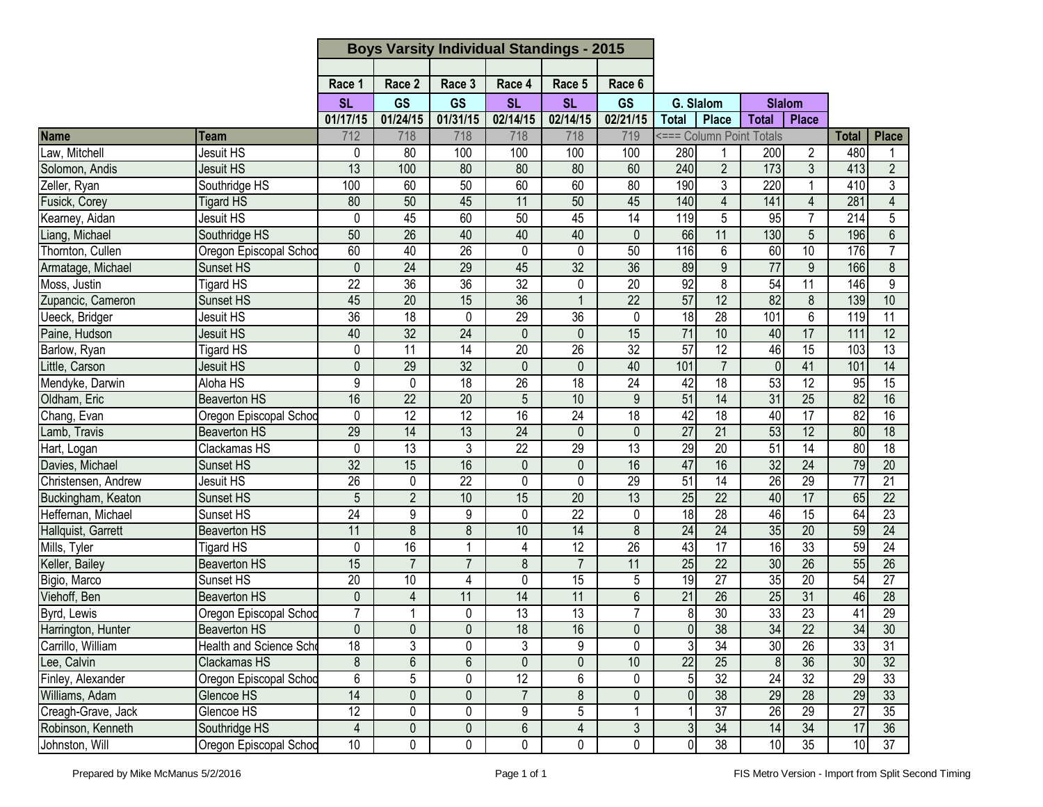# Boys Varsity Individual Standings - 2015

| | | Race 1 | Race 2 | Race 3 | Race 4 | Race 5 | Race 6 | G. Slalom | | Slalom | | | |
|---|---|---|---|---|---|---|---|---|---|---|---|---|---|
| | | SL | GS | GS | SL | SL | GS | Total | Place | Total | Place | | |
| | | 01/17/15 | 01/24/15 | 01/31/15 | 02/14/15 | 02/14/15 | 02/21/15 | | | | | | |
| **Name** | **Team** | 712 | 718 | 718 | 718 | 718 | 719 | <=== Column Point Totals | | | | **Total** | **Place** |
| Law, Mitchell | Jesuit HS | 0 | 80 | 100 | 100 | 100 | 100 | 280 | 1 | 200 | 2 | 480 | 1 |
| Solomon, Andis | Jesuit HS | 13 | 100 | 80 | 80 | 80 | 60 | 240 | 2 | 173 | 3 | 413 | 2 |
| Zeller, Ryan | Southridge HS | 100 | 60 | 50 | 60 | 60 | 80 | 190 | 3 | 220 | 1 | 410 | 3 |
| Fusick, Corey | Tigard HS | 80 | 50 | 45 | 11 | 50 | 45 | 140 | 4 | 141 | 4 | 281 | 4 |
| Kearney, Aidan | Jesuit HS | 0 | 45 | 60 | 50 | 45 | 14 | 119 | 5 | 95 | 7 | 214 | 5 |
| Liang, Michael | Southridge HS | 50 | 26 | 40 | 40 | 40 | 0 | 66 | 11 | 130 | 5 | 196 | 6 |
| Thornton, Cullen | Oregon Episcopal Schoo | 60 | 40 | 26 | 0 | 0 | 50 | 116 | 6 | 60 | 10 | 176 | 7 |
| Armatage, Michael | Sunset HS | 0 | 24 | 29 | 45 | 32 | 36 | 89 | 9 | 77 | 9 | 166 | 8 |
| Moss, Justin | Tigard HS | 22 | 36 | 36 | 32 | 0 | 20 | 92 | 8 | 54 | 11 | 146 | 9 |
| Zupancic, Cameron | Sunset HS | 45 | 20 | 15 | 36 | 1 | 22 | 57 | 12 | 82 | 8 | 139 | 10 |
| Ueeck, Bridger | Jesuit HS | 36 | 18 | 0 | 29 | 36 | 0 | 18 | 28 | 101 | 6 | 119 | 11 |
| Paine, Hudson | Jesuit HS | 40 | 32 | 24 | 0 | 0 | 15 | 71 | 10 | 40 | 17 | 111 | 12 |
| Barlow, Ryan | Tigard HS | 0 | 11 | 14 | 20 | 26 | 32 | 57 | 12 | 46 | 15 | 103 | 13 |
| Little, Carson | Jesuit HS | 0 | 29 | 32 | 0 | 0 | 40 | 101 | 7 | 0 | 41 | 101 | 14 |
| Mendyke, Darwin | Aloha HS | 9 | 0 | 18 | 26 | 18 | 24 | 42 | 18 | 53 | 12 | 95 | 15 |
| Oldham, Eric | Beaverton HS | 16 | 22 | 20 | 5 | 10 | 9 | 51 | 14 | 31 | 25 | 82 | 16 |
| Chang, Evan | Oregon Episcopal Schoo | 0 | 12 | 12 | 16 | 24 | 18 | 42 | 18 | 40 | 17 | 82 | 16 |
| Lamb, Travis | Beaverton HS | 29 | 14 | 13 | 24 | 0 | 0 | 27 | 21 | 53 | 12 | 80 | 18 |
| Hart, Logan | Clackamas HS | 0 | 13 | 3 | 22 | 29 | 13 | 29 | 20 | 51 | 14 | 80 | 18 |
| Davies, Michael | Sunset HS | 32 | 15 | 16 | 0 | 0 | 16 | 47 | 16 | 32 | 24 | 79 | 20 |
| Christensen, Andrew | Jesuit HS | 26 | 0 | 22 | 0 | 0 | 29 | 51 | 14 | 26 | 29 | 77 | 21 |
| Buckingham, Keaton | Sunset HS | 5 | 2 | 10 | 15 | 20 | 13 | 25 | 22 | 40 | 17 | 65 | 22 |
| Heffernan, Michael | Sunset HS | 24 | 9 | 9 | 0 | 22 | 0 | 18 | 28 | 46 | 15 | 64 | 23 |
| Hallquist, Garrett | Beaverton HS | 11 | 8 | 8 | 10 | 14 | 8 | 24 | 24 | 35 | 20 | 59 | 24 |
| Mills, Tyler | Tigard HS | 0 | 16 | 1 | 4 | 12 | 26 | 43 | 17 | 16 | 33 | 59 | 24 |
| Keller, Bailey | Beaverton HS | 15 | 7 | 7 | 8 | 7 | 11 | 25 | 22 | 30 | 26 | 55 | 26 |
| Bigio, Marco | Sunset HS | 20 | 10 | 4 | 0 | 15 | 5 | 19 | 27 | 35 | 20 | 54 | 27 |
| Viehoff, Ben | Beaverton HS | 0 | 4 | 11 | 14 | 11 | 6 | 21 | 26 | 25 | 31 | 46 | 28 |
| Byrd, Lewis | Oregon Episcopal Schoo | 7 | 1 | 0 | 13 | 13 | 7 | 8 | 30 | 33 | 23 | 41 | 29 |
| Harrington, Hunter | Beaverton HS | 0 | 0 | 0 | 18 | 16 | 0 | 0 | 38 | 34 | 22 | 34 | 30 |
| Carrillo, William | Health and Science Scho | 18 | 3 | 0 | 3 | 9 | 0 | 3 | 34 | 30 | 26 | 33 | 31 |
| Lee, Calvin | Clackamas HS | 8 | 6 | 6 | 0 | 0 | 10 | 22 | 25 | 8 | 36 | 30 | 32 |
| Finley, Alexander | Oregon Episcopal Schoo | 6 | 5 | 0 | 12 | 6 | 0 | 5 | 32 | 24 | 32 | 29 | 33 |
| Williams, Adam | Glencoe HS | 14 | 0 | 0 | 7 | 8 | 0 | 0 | 38 | 29 | 28 | 29 | 33 |
| Creagh-Grave, Jack | Glencoe HS | 12 | 0 | 0 | 9 | 5 | 1 | 1 | 37 | 26 | 29 | 27 | 35 |
| Robinson, Kenneth | Southridge HS | 4 | 0 | 0 | 6 | 4 | 3 | 3 | 34 | 14 | 34 | 17 | 36 |
| Johnston, Will | Oregon Episcopal Schoo | 10 | 0 | 0 | 0 | 0 | 0 | 0 | 38 | 10 | 35 | 10 | 37 |

Prepared by Mike McManus 5/2/2016

FIS Metro Version - Import from Split Second Timing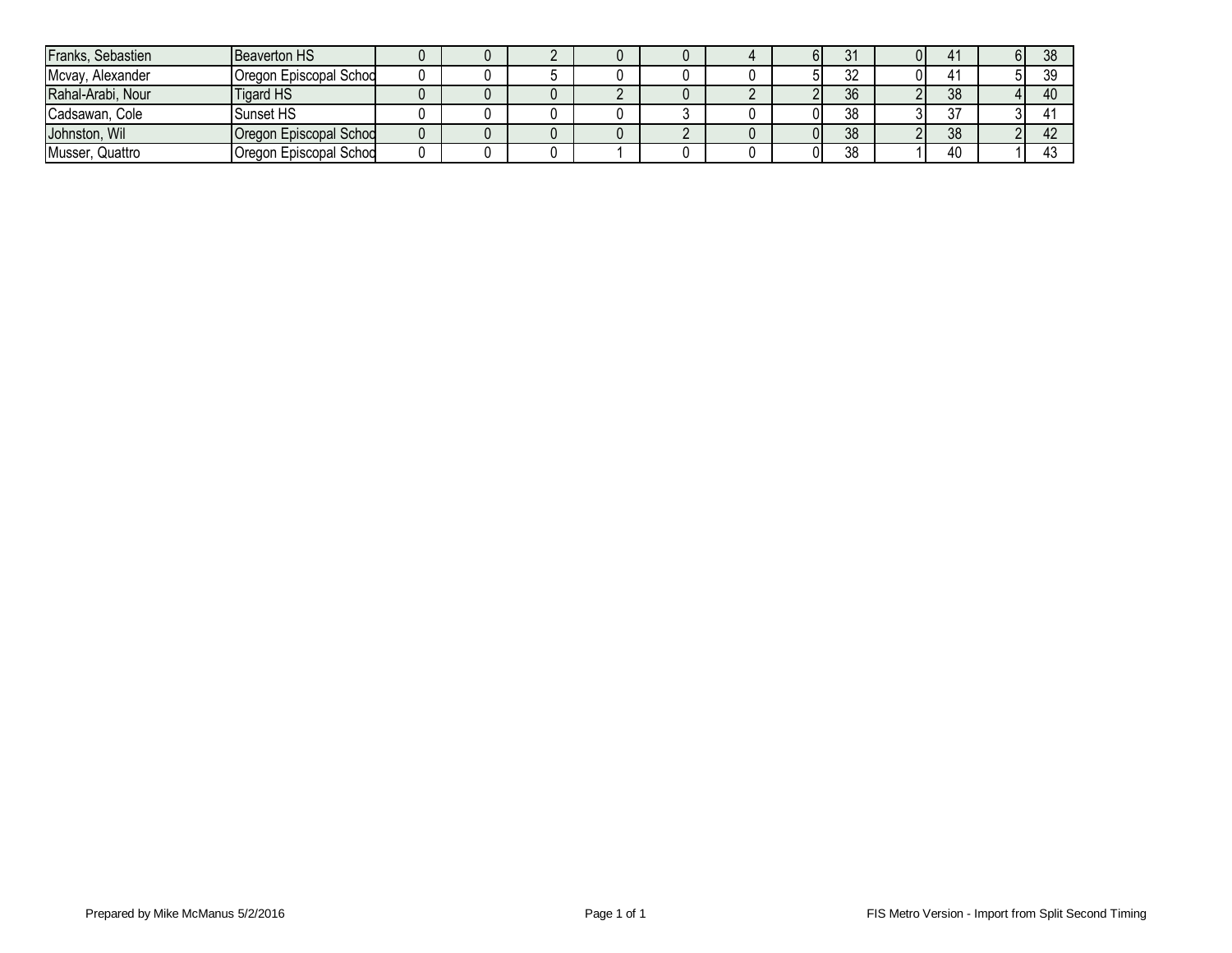| | | | | | | | | | | | | | |
|---|---|---|---|---|---|---|---|---|---|---|---|---|---|
| Franks, Sebastien | Beaverton HS | 0 | 0 | 2 | 0 | 0 | 4 | 6 | 31 | 0 | 41 | 6 | 38 |
| Mcvay, Alexander | Oregon Episcopal Schoo | 0 | 0 | 5 | 0 | 0 | 0 | 5 | 32 | 0 | 41 | 5 | 39 |
| Rahal-Arabi, Nour | Tigard HS | 0 | 0 | 0 | 2 | 0 | 2 | 2 | 36 | 2 | 38 | 4 | 40 |
| Cadsawan, Cole | Sunset HS | 0 | 0 | 0 | 0 | 3 | 0 | 0 | 38 | 3 | 37 | 3 | 41 |
| Johnston, Wil | Oregon Episcopal Schoo | 0 | 0 | 0 | 0 | 2 | 0 | 0 | 38 | 2 | 38 | 2 | 42 |
| Musser, Quattro | Oregon Episcopal Schoo | 0 | 0 | 0 | 1 | 0 | 0 | 0 | 38 | 1 | 40 | 1 | 43 |

Prepared by Mike McManus 5/2/2016

FIS Metro Version - Import from Split Second Timing